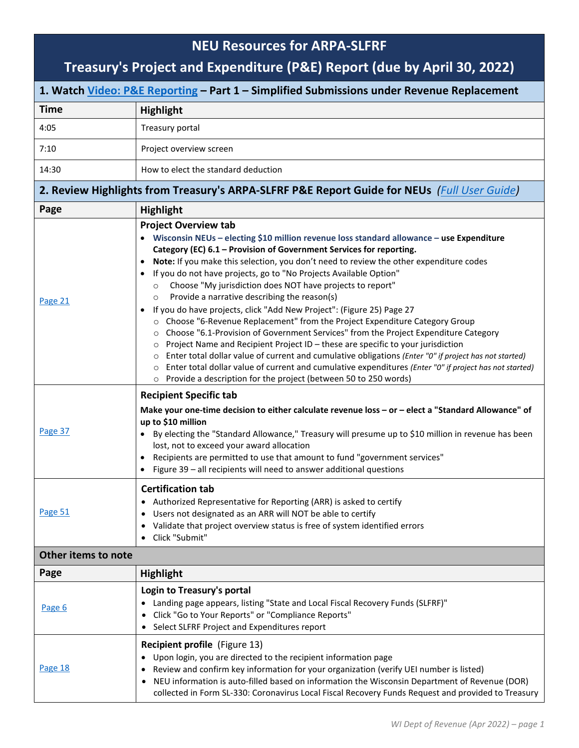# NEU Resources for ARPA-SLFRF

# Treasury's Project and Expenditure (P&E) Report (due by April 30, 2022)

## 1. Watch Video: P&E Reporting – Part 1 – Simplified Submissions under Revenue Replacement

| Time | Highlight |
|---|---|
| 4:05 | Treasury portal |
| 7:10 | Project overview screen |
| 14:30 | How to elect the standard deduction |

## 2. Review Highlights from Treasury's ARPA-SLFRF P&E Report Guide for NEUs *(Full User Guide)*

| Page | Highlight |
|---|---|
| Page 21 | **Project Overview tab**<br>• **Wisconsin NEUs – electing $10 million revenue loss standard allowance – use Expenditure Category (EC) 6.1 – Provision of Government Services for reporting.**<br>• **Note:** If you make this selection, you don't need to review the other expenditure codes<br>• If you do not have projects, go to "No Projects Available Option"<br>  ○ Choose "My jurisdiction does NOT have projects to report"<br>  ○ Provide a narrative describing the reason(s)<br>• If you do have projects, click "Add New Project": (Figure 25) Page 27<br>  ○ Choose "6-Revenue Replacement" from the Project Expenditure Category Group<br>  ○ Choose "6.1-Provision of Government Services" from the Project Expenditure Category<br>  ○ Project Name and Recipient Project ID – these are specific to your jurisdiction<br>  ○ Enter total dollar value of current and cumulative obligations *(Enter "0" if project has not started)*<br>  ○ Enter total dollar value of current and cumulative expenditures *(Enter "0" if project has not started)*<br>  ○ Provide a description for the project (between 50 to 250 words) |
| Page 37 | **Recipient Specific tab**<br>**Make your one-time decision to either calculate revenue loss – or – elect a "Standard Allowance" of up to $10 million**<br>• By electing the "Standard Allowance," Treasury will presume up to $10 million in revenue has been lost, not to exceed your award allocation<br>• Recipients are permitted to use that amount to fund "government services"<br>• Figure 39 – all recipients will need to answer additional questions |
| Page 51 | **Certification tab**<br>• Authorized Representative for Reporting (ARR) is asked to certify<br>• Users not designated as an ARR will NOT be able to certify<br>• Validate that project overview status is free of system identified errors<br>• Click "Submit" |

### Other items to note

| Page | Highlight |
|---|---|
| Page 6 | **Login to Treasury's portal**<br>• Landing page appears, listing "State and Local Fiscal Recovery Funds (SLFRF)"<br>• Click "Go to Your Reports" or "Compliance Reports"<br>• Select SLFRF Project and Expenditures report |
| Page 18 | **Recipient profile** (Figure 13)<br>• Upon login, you are directed to the recipient information page<br>• Review and confirm key information for your organization (verify UEI number is listed)<br>• NEU information is auto-filled based on information the Wisconsin Department of Revenue (DOR) collected in Form SL-330: Coronavirus Local Fiscal Recovery Funds Request and provided to Treasury |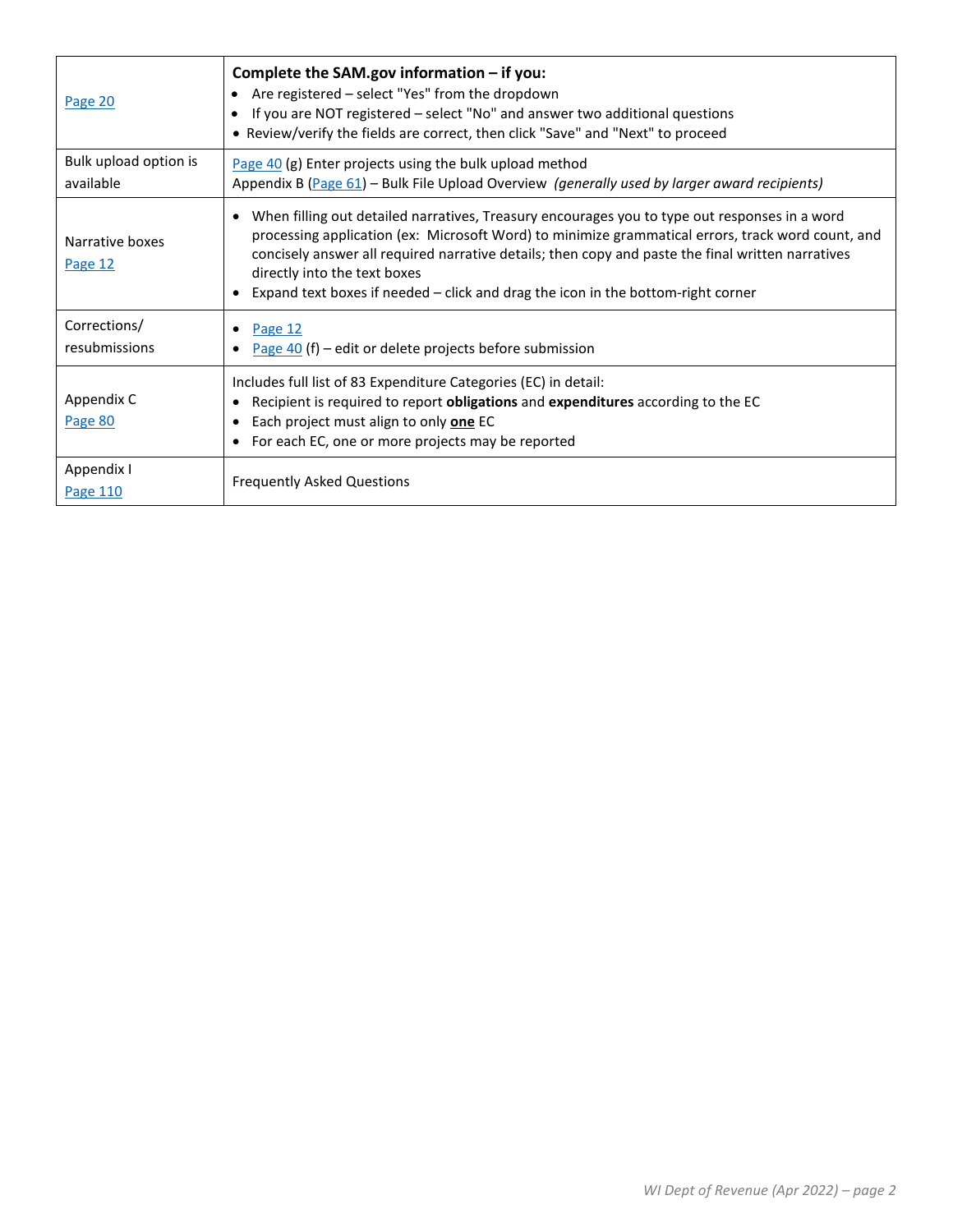| | |
|---|---|
| Page 20 | **Complete the SAM.gov information – if you:**<br>• Are registered – select "Yes" from the dropdown<br>• If you are NOT registered – select "No" and answer two additional questions<br>• Review/verify the fields are correct, then click "Save" and "Next" to proceed |
| Bulk upload option is available | Page 40 (g) Enter projects using the bulk upload method<br>Appendix B (Page 61) – Bulk File Upload Overview *(generally used by larger award recipients)* |
| Narrative boxes<br>Page 12 | • When filling out detailed narratives, Treasury encourages you to type out responses in a word processing application (ex: Microsoft Word) to minimize grammatical errors, track word count, and concisely answer all required narrative details; then copy and paste the final written narratives directly into the text boxes<br>• Expand text boxes if needed – click and drag the icon in the bottom-right corner |
| Corrections/ resubmissions | • Page 12<br>• Page 40 (f) – edit or delete projects before submission |
| Appendix C<br>Page 80 | Includes full list of 83 Expenditure Categories (EC) in detail:<br>• Recipient is required to report **obligations** and **expenditures** according to the EC<br>• Each project must align to only **one** EC<br>• For each EC, one or more projects may be reported |
| Appendix I<br>Page 110 | Frequently Asked Questions |